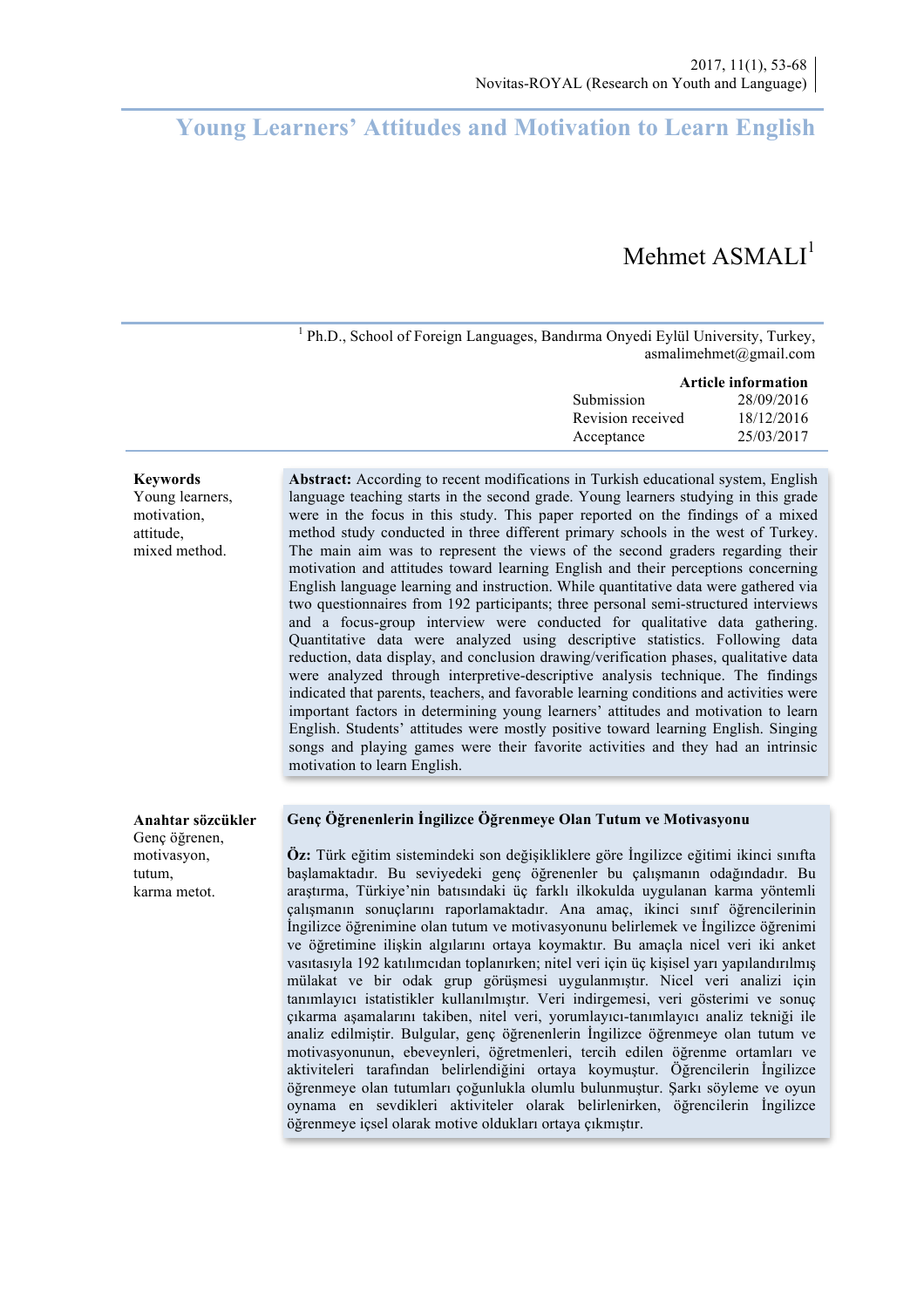# Young Learners' Attitudes and Motivation to Learn English

Mehmet ASMALI[1]

[1] Ph.D., School of Foreign Languages, Bandırma Onyedi Eylül University, Turkey, asmalimehmet@gmail.com

**Article information**

| | |
|---|---|
| Submission | 28/09/2016 |
| Revision received | 18/12/2016 |
| Acceptance | 25/03/2017 |

**Keywords**
Young learners,
motivation,
attitude,
mixed method.

**Abstract:** According to recent modifications in Turkish educational system, English language teaching starts in the second grade. Young learners studying in this grade were in the focus in this study. This paper reported on the findings of a mixed method study conducted in three different primary schools in the west of Turkey. The main aim was to represent the views of the second graders regarding their motivation and attitudes toward learning English and their perceptions concerning English language learning and instruction. While quantitative data were gathered via two questionnaires from 192 participants; three personal semi-structured interviews and a focus-group interview were conducted for qualitative data gathering. Quantitative data were analyzed using descriptive statistics. Following data reduction, data display, and conclusion drawing/verification phases, qualitative data were analyzed through interpretive-descriptive analysis technique. The findings indicated that parents, teachers, and favorable learning conditions and activities were important factors in determining young learners' attitudes and motivation to learn English. Students' attitudes were mostly positive toward learning English. Singing songs and playing games were their favorite activities and they had an intrinsic motivation to learn English.

**Anahtar sözcükler**
Genç öğrenen,
motivasyon,
tutum,
karma metot.

**Genç Öğrenenlerin İngilizce Öğrenmeye Olan Tutum ve Motivasyonu**

**Öz:** Türk eğitim sistemindeki son değişikliklere göre İngilizce eğitimi ikinci sınıfta başlamaktadır. Bu seviyedeki genç öğrenenler bu çalışmanın odağındadır. Bu araştırma, Türkiye'nin batısındaki üç farklı ilkokulda uygulanan karma yöntemli çalışmanın sonuçlarını raporlamaktadır. Ana amaç, ikinci sınıf öğrencilerinin İngilizce öğrenimine olan tutum ve motivasyonunu belirlemek ve İngilizce öğrenimi ve öğretimine ilişkin algılarını ortaya koymaktır. Bu amaçla nicel veri iki anket vasıtasıyla 192 katılımcıdan toplanırken; nitel veri için üç kişisel yarı yapılandırılmış mülakat ve bir odak grup görüşmesi uygulanmıştır. Nicel veri analizi için tanımlayıcı istatistikler kullanılmıştır. Veri indirgemesi, veri gösterimi ve sonuç çıkarma aşamalarını takiben, nitel veri, yorumlayıcı-tanımlayıcı analiz tekniği ile analiz edilmiştir. Bulgular, genç öğrenenlerin İngilizce öğrenmeye olan tutum ve motivasyonunun, ebeveynleri, öğretmenleri, tercih edilen öğrenme ortamları ve aktiviteleri tarafından belirlendiğini ortaya koymuştur. Öğrencilerin İngilizce öğrenmeye olan tutumları çoğunlukla olumlu bulunmuştur. Şarkı söyleme ve oyun oynama en sevdikleri aktiviteler olarak belirlenirken, öğrencilerin İngilizce öğrenmeye içsel olarak motive oldukları ortaya çıkmıştır.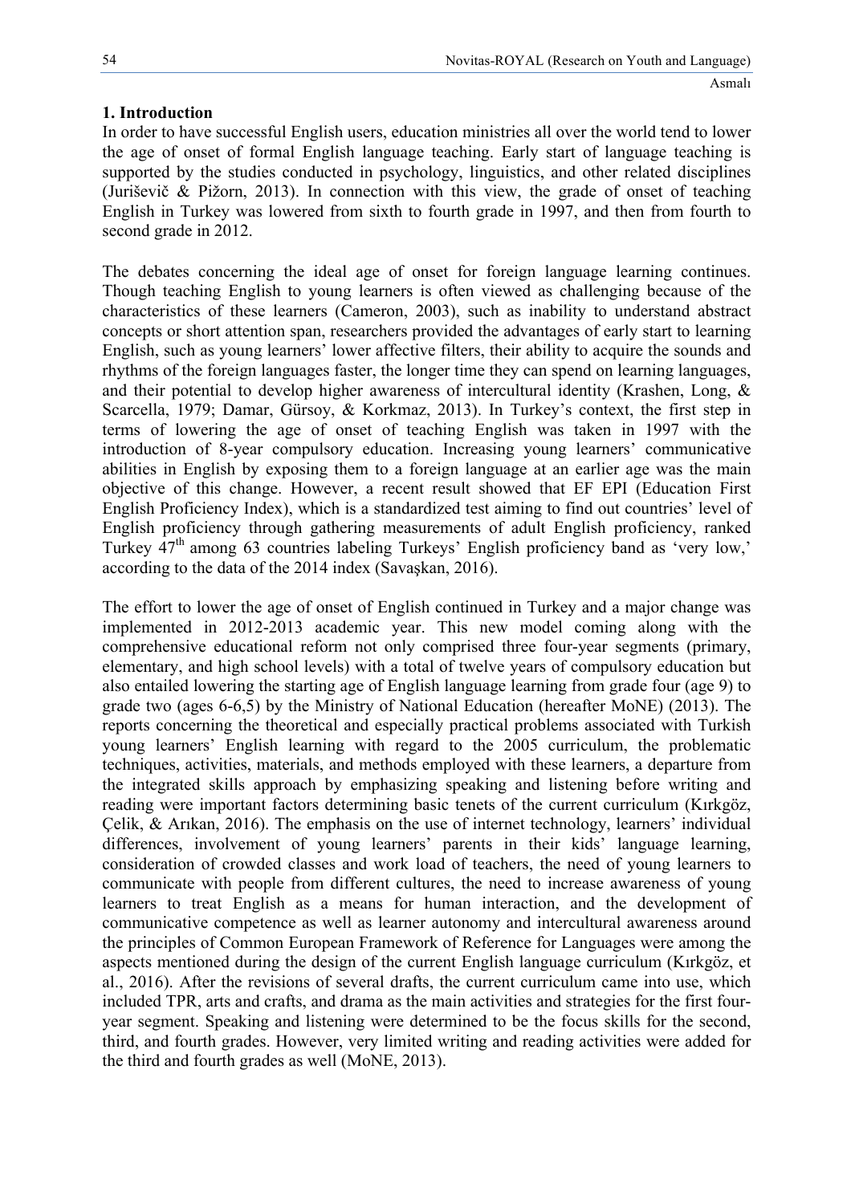## 1. Introduction

In order to have successful English users, education ministries all over the world tend to lower the age of onset of formal English language teaching. Early start of language teaching is supported by the studies conducted in psychology, linguistics, and other related disciplines (Juriševič & Pižorn, 2013). In connection with this view, the grade of onset of teaching English in Turkey was lowered from sixth to fourth grade in 1997, and then from fourth to second grade in 2012.

The debates concerning the ideal age of onset for foreign language learning continues. Though teaching English to young learners is often viewed as challenging because of the characteristics of these learners (Cameron, 2003), such as inability to understand abstract concepts or short attention span, researchers provided the advantages of early start to learning English, such as young learners' lower affective filters, their ability to acquire the sounds and rhythms of the foreign languages faster, the longer time they can spend on learning languages, and their potential to develop higher awareness of intercultural identity (Krashen, Long, & Scarcella, 1979; Damar, Gürsoy, & Korkmaz, 2013). In Turkey's context, the first step in terms of lowering the age of onset of teaching English was taken in 1997 with the introduction of 8-year compulsory education. Increasing young learners' communicative abilities in English by exposing them to a foreign language at an earlier age was the main objective of this change. However, a recent result showed that EF EPI (Education First English Proficiency Index), which is a standardized test aiming to find out countries' level of English proficiency through gathering measurements of adult English proficiency, ranked Turkey 47th among 63 countries labeling Turkeys' English proficiency band as 'very low,' according to the data of the 2014 index (Savaşkan, 2016).

The effort to lower the age of onset of English continued in Turkey and a major change was implemented in 2012-2013 academic year. This new model coming along with the comprehensive educational reform not only comprised three four-year segments (primary, elementary, and high school levels) with a total of twelve years of compulsory education but also entailed lowering the starting age of English language learning from grade four (age 9) to grade two (ages 6-6,5) by the Ministry of National Education (hereafter MoNE) (2013). The reports concerning the theoretical and especially practical problems associated with Turkish young learners' English learning with regard to the 2005 curriculum, the problematic techniques, activities, materials, and methods employed with these learners, a departure from the integrated skills approach by emphasizing speaking and listening before writing and reading were important factors determining basic tenets of the current curriculum (Kırkgöz, Çelik, & Arıkan, 2016). The emphasis on the use of internet technology, learners' individual differences, involvement of young learners' parents in their kids' language learning, consideration of crowded classes and work load of teachers, the need of young learners to communicate with people from different cultures, the need to increase awareness of young learners to treat English as a means for human interaction, and the development of communicative competence as well as learner autonomy and intercultural awareness around the principles of Common European Framework of Reference for Languages were among the aspects mentioned during the design of the current English language curriculum (Kırkgöz, et al., 2016). After the revisions of several drafts, the current curriculum came into use, which included TPR, arts and crafts, and drama as the main activities and strategies for the first four-year segment. Speaking and listening were determined to be the focus skills for the second, third, and fourth grades. However, very limited writing and reading activities were added for the third and fourth grades as well (MoNE, 2013).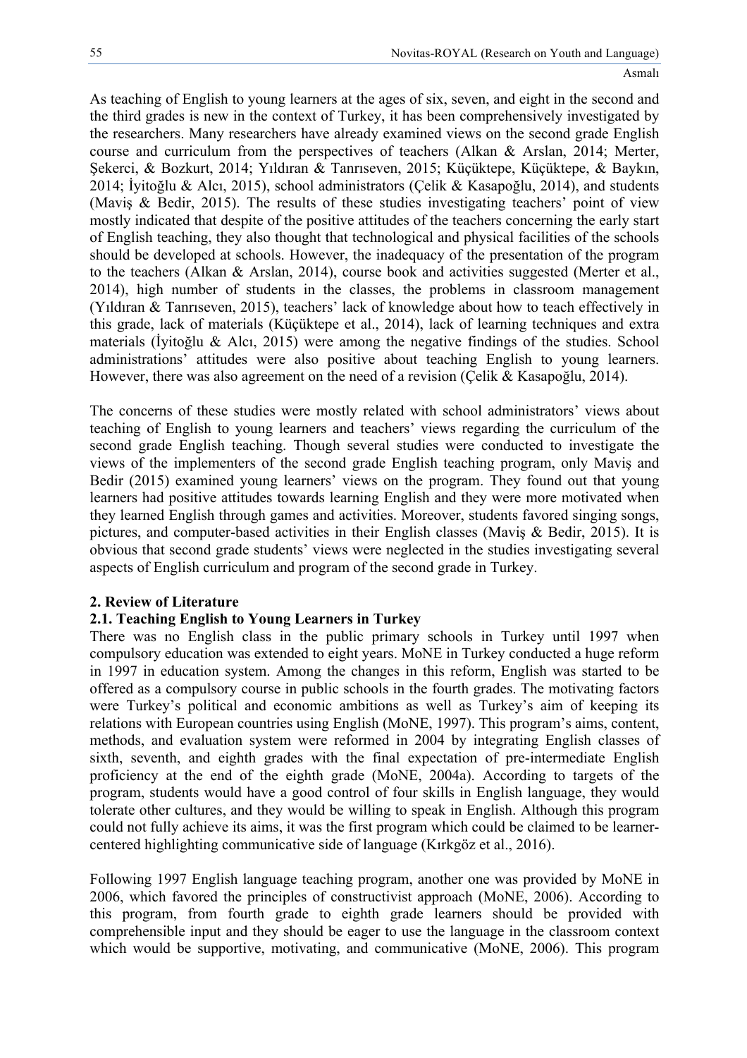As teaching of English to young learners at the ages of six, seven, and eight in the second and the third grades is new in the context of Turkey, it has been comprehensively investigated by the researchers. Many researchers have already examined views on the second grade English course and curriculum from the perspectives of teachers (Alkan & Arslan, 2014; Merter, Şekerci, & Bozkurt, 2014; Yıldıran & Tanrıseven, 2015; Küçüktepe, Küçüktepe, & Baykın, 2014; İyitoğlu & Alcı, 2015), school administrators (Çelik & Kasapoğlu, 2014), and students (Maviş & Bedir, 2015). The results of these studies investigating teachers' point of view mostly indicated that despite of the positive attitudes of the teachers concerning the early start of English teaching, they also thought that technological and physical facilities of the schools should be developed at schools. However, the inadequacy of the presentation of the program to the teachers (Alkan & Arslan, 2014), course book and activities suggested (Merter et al., 2014), high number of students in the classes, the problems in classroom management (Yıldıran & Tanrıseven, 2015), teachers' lack of knowledge about how to teach effectively in this grade, lack of materials (Küçüktepe et al., 2014), lack of learning techniques and extra materials (İyitoğlu & Alcı, 2015) were among the negative findings of the studies. School administrations' attitudes were also positive about teaching English to young learners. However, there was also agreement on the need of a revision (Çelik & Kasapoğlu, 2014).

The concerns of these studies were mostly related with school administrators' views about teaching of English to young learners and teachers' views regarding the curriculum of the second grade English teaching. Though several studies were conducted to investigate the views of the implementers of the second grade English teaching program, only Maviş and Bedir (2015) examined young learners' views on the program. They found out that young learners had positive attitudes towards learning English and they were more motivated when they learned English through games and activities. Moreover, students favored singing songs, pictures, and computer-based activities in their English classes (Maviş & Bedir, 2015). It is obvious that second grade students' views were neglected in the studies investigating several aspects of English curriculum and program of the second grade in Turkey.

## 2. Review of Literature

### 2.1. Teaching English to Young Learners in Turkey

There was no English class in the public primary schools in Turkey until 1997 when compulsory education was extended to eight years. MoNE in Turkey conducted a huge reform in 1997 in education system. Among the changes in this reform, English was started to be offered as a compulsory course in public schools in the fourth grades. The motivating factors were Turkey's political and economic ambitions as well as Turkey's aim of keeping its relations with European countries using English (MoNE, 1997). This program's aims, content, methods, and evaluation system were reformed in 2004 by integrating English classes of sixth, seventh, and eighth grades with the final expectation of pre-intermediate English proficiency at the end of the eighth grade (MoNE, 2004a). According to targets of the program, students would have a good control of four skills in English language, they would tolerate other cultures, and they would be willing to speak in English. Although this program could not fully achieve its aims, it was the first program which could be claimed to be learner-centered highlighting communicative side of language (Kırkgöz et al., 2016).

Following 1997 English language teaching program, another one was provided by MoNE in 2006, which favored the principles of constructivist approach (MoNE, 2006). According to this program, from fourth grade to eighth grade learners should be provided with comprehensible input and they should be eager to use the language in the classroom context which would be supportive, motivating, and communicative (MoNE, 2006). This program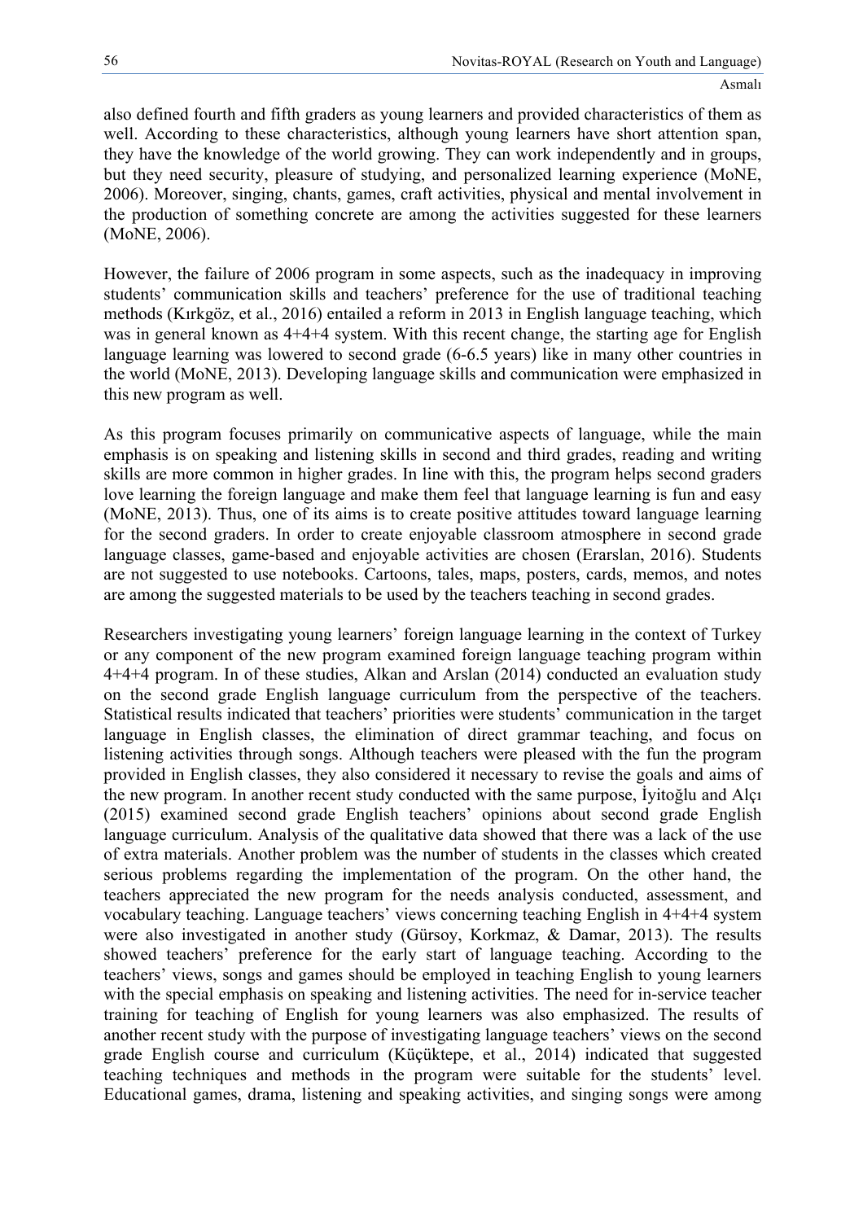also defined fourth and fifth graders as young learners and provided characteristics of them as well. According to these characteristics, although young learners have short attention span, they have the knowledge of the world growing. They can work independently and in groups, but they need security, pleasure of studying, and personalized learning experience (MoNE, 2006). Moreover, singing, chants, games, craft activities, physical and mental involvement in the production of something concrete are among the activities suggested for these learners (MoNE, 2006).

However, the failure of 2006 program in some aspects, such as the inadequacy in improving students' communication skills and teachers' preference for the use of traditional teaching methods (Kırkgöz, et al., 2016) entailed a reform in 2013 in English language teaching, which was in general known as 4+4+4 system. With this recent change, the starting age for English language learning was lowered to second grade (6-6.5 years) like in many other countries in the world (MoNE, 2013). Developing language skills and communication were emphasized in this new program as well.

As this program focuses primarily on communicative aspects of language, while the main emphasis is on speaking and listening skills in second and third grades, reading and writing skills are more common in higher grades. In line with this, the program helps second graders love learning the foreign language and make them feel that language learning is fun and easy (MoNE, 2013). Thus, one of its aims is to create positive attitudes toward language learning for the second graders. In order to create enjoyable classroom atmosphere in second grade language classes, game-based and enjoyable activities are chosen (Erarslan, 2016). Students are not suggested to use notebooks. Cartoons, tales, maps, posters, cards, memos, and notes are among the suggested materials to be used by the teachers teaching in second grades.

Researchers investigating young learners' foreign language learning in the context of Turkey or any component of the new program examined foreign language teaching program within 4+4+4 program. In of these studies, Alkan and Arslan (2014) conducted an evaluation study on the second grade English language curriculum from the perspective of the teachers. Statistical results indicated that teachers' priorities were students' communication in the target language in English classes, the elimination of direct grammar teaching, and focus on listening activities through songs. Although teachers were pleased with the fun the program provided in English classes, they also considered it necessary to revise the goals and aims of the new program. In another recent study conducted with the same purpose, İyitoğlu and Alçı (2015) examined second grade English teachers' opinions about second grade English language curriculum. Analysis of the qualitative data showed that there was a lack of the use of extra materials. Another problem was the number of students in the classes which created serious problems regarding the implementation of the program. On the other hand, the teachers appreciated the new program for the needs analysis conducted, assessment, and vocabulary teaching. Language teachers' views concerning teaching English in 4+4+4 system were also investigated in another study (Gürsoy, Korkmaz, & Damar, 2013). The results showed teachers' preference for the early start of language teaching. According to the teachers' views, songs and games should be employed in teaching English to young learners with the special emphasis on speaking and listening activities. The need for in-service teacher training for teaching of English for young learners was also emphasized. The results of another recent study with the purpose of investigating language teachers' views on the second grade English course and curriculum (Küçüktepe, et al., 2014) indicated that suggested teaching techniques and methods in the program were suitable for the students' level. Educational games, drama, listening and speaking activities, and singing songs were among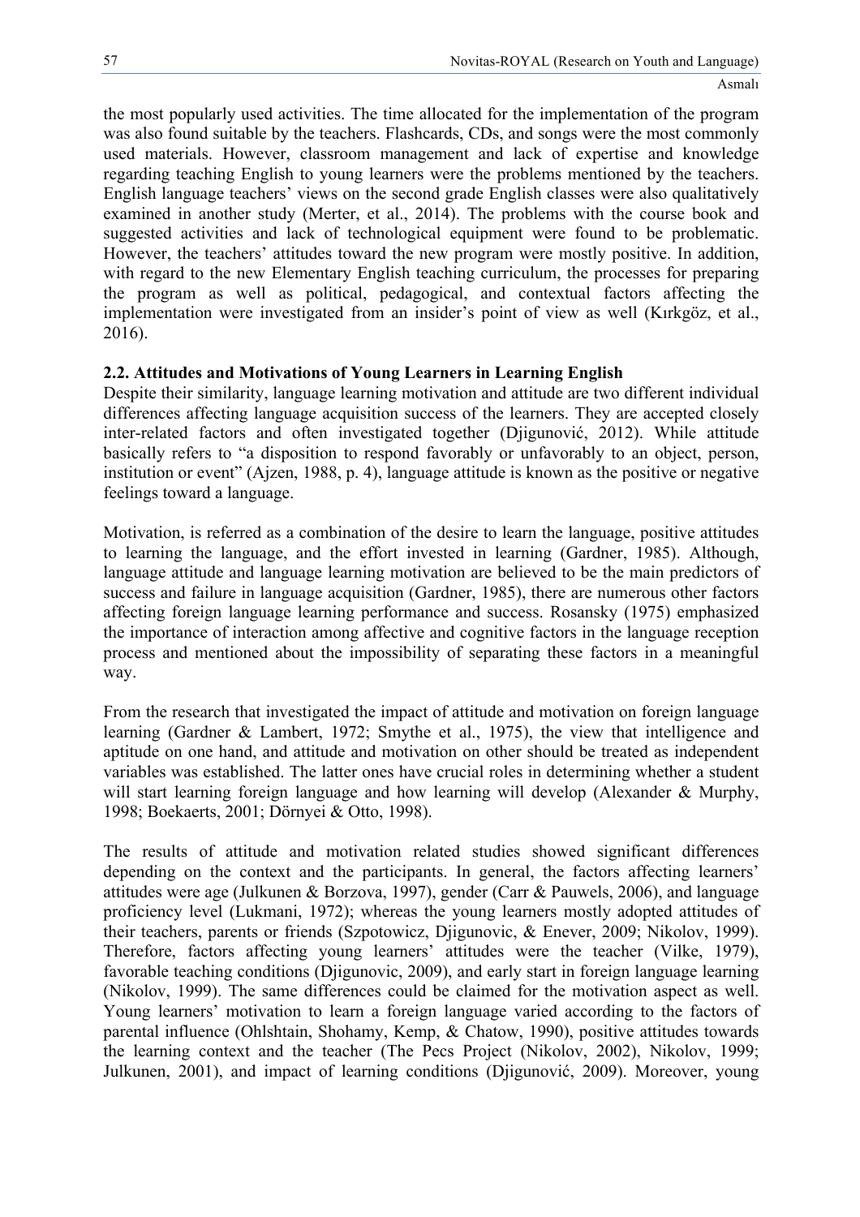the most popularly used activities. The time allocated for the implementation of the program was also found suitable by the teachers. Flashcards, CDs, and songs were the most commonly used materials. However, classroom management and lack of expertise and knowledge regarding teaching English to young learners were the problems mentioned by the teachers. English language teachers' views on the second grade English classes were also qualitatively examined in another study (Merter, et al., 2014). The problems with the course book and suggested activities and lack of technological equipment were found to be problematic. However, the teachers' attitudes toward the new program were mostly positive. In addition, with regard to the new Elementary English teaching curriculum, the processes for preparing the program as well as political, pedagogical, and contextual factors affecting the implementation were investigated from an insider's point of view as well (Kırkgöz, et al., 2016).

### 2.2. Attitudes and Motivations of Young Learners in Learning English

Despite their similarity, language learning motivation and attitude are two different individual differences affecting language acquisition success of the learners. They are accepted closely inter-related factors and often investigated together (Djigunović, 2012). While attitude basically refers to "a disposition to respond favorably or unfavorably to an object, person, institution or event" (Ajzen, 1988, p. 4), language attitude is known as the positive or negative feelings toward a language.

Motivation, is referred as a combination of the desire to learn the language, positive attitudes to learning the language, and the effort invested in learning (Gardner, 1985). Although, language attitude and language learning motivation are believed to be the main predictors of success and failure in language acquisition (Gardner, 1985), there are numerous other factors affecting foreign language learning performance and success. Rosansky (1975) emphasized the importance of interaction among affective and cognitive factors in the language reception process and mentioned about the impossibility of separating these factors in a meaningful way.

From the research that investigated the impact of attitude and motivation on foreign language learning (Gardner & Lambert, 1972; Smythe et al., 1975), the view that intelligence and aptitude on one hand, and attitude and motivation on other should be treated as independent variables was established. The latter ones have crucial roles in determining whether a student will start learning foreign language and how learning will develop (Alexander & Murphy, 1998; Boekaerts, 2001; Dörnyei & Otto, 1998).

The results of attitude and motivation related studies showed significant differences depending on the context and the participants. In general, the factors affecting learners' attitudes were age (Julkunen & Borzova, 1997), gender (Carr & Pauwels, 2006), and language proficiency level (Lukmani, 1972); whereas the young learners mostly adopted attitudes of their teachers, parents or friends (Szpotowicz, Djigunovic, & Enever, 2009; Nikolov, 1999). Therefore, factors affecting young learners' attitudes were the teacher (Vilke, 1979), favorable teaching conditions (Djigunovic, 2009), and early start in foreign language learning (Nikolov, 1999). The same differences could be claimed for the motivation aspect as well. Young learners' motivation to learn a foreign language varied according to the factors of parental influence (Ohlshtain, Shohamy, Kemp, & Chatow, 1990), positive attitudes towards the learning context and the teacher (The Pecs Project (Nikolov, 2002), Nikolov, 1999; Julkunen, 2001), and impact of learning conditions (Djigunović, 2009). Moreover, young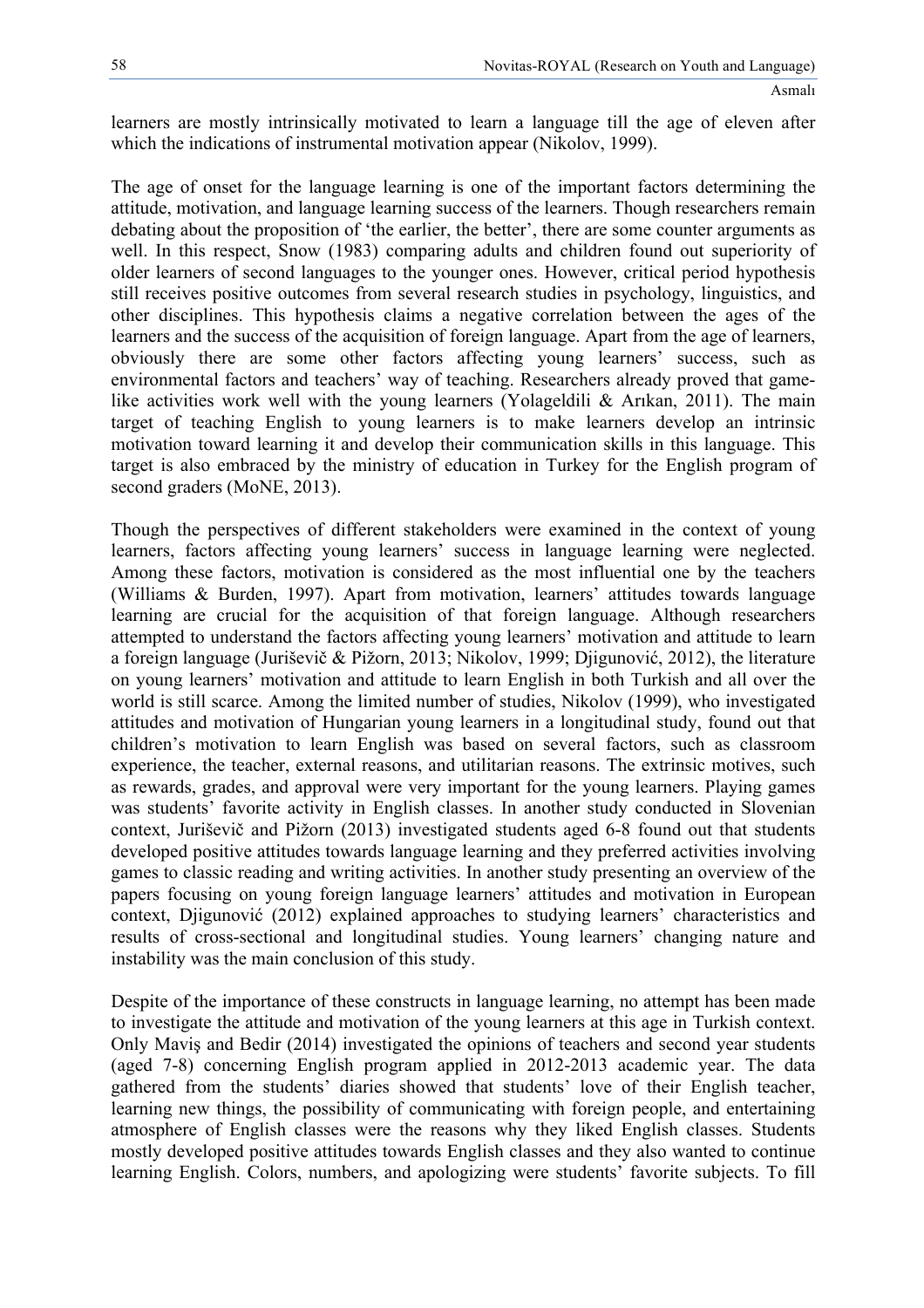learners are mostly intrinsically motivated to learn a language till the age of eleven after which the indications of instrumental motivation appear (Nikolov, 1999).

The age of onset for the language learning is one of the important factors determining the attitude, motivation, and language learning success of the learners. Though researchers remain debating about the proposition of 'the earlier, the better', there are some counter arguments as well. In this respect, Snow (1983) comparing adults and children found out superiority of older learners of second languages to the younger ones. However, critical period hypothesis still receives positive outcomes from several research studies in psychology, linguistics, and other disciplines. This hypothesis claims a negative correlation between the ages of the learners and the success of the acquisition of foreign language. Apart from the age of learners, obviously there are some other factors affecting young learners' success, such as environmental factors and teachers' way of teaching. Researchers already proved that game-like activities work well with the young learners (Yolageldili & Arıkan, 2011). The main target of teaching English to young learners is to make learners develop an intrinsic motivation toward learning it and develop their communication skills in this language. This target is also embraced by the ministry of education in Turkey for the English program of second graders (MoNE, 2013).

Though the perspectives of different stakeholders were examined in the context of young learners, factors affecting young learners' success in language learning were neglected. Among these factors, motivation is considered as the most influential one by the teachers (Williams & Burden, 1997). Apart from motivation, learners' attitudes towards language learning are crucial for the acquisition of that foreign language. Although researchers attempted to understand the factors affecting young learners' motivation and attitude to learn a foreign language (Juriševič & Pižorn, 2013; Nikolov, 1999; Djigunović, 2012), the literature on young learners' motivation and attitude to learn English in both Turkish and all over the world is still scarce. Among the limited number of studies, Nikolov (1999), who investigated attitudes and motivation of Hungarian young learners in a longitudinal study, found out that children's motivation to learn English was based on several factors, such as classroom experience, the teacher, external reasons, and utilitarian reasons. The extrinsic motives, such as rewards, grades, and approval were very important for the young learners. Playing games was students' favorite activity in English classes. In another study conducted in Slovenian context, Juriševič and Pižorn (2013) investigated students aged 6-8 found out that students developed positive attitudes towards language learning and they preferred activities involving games to classic reading and writing activities. In another study presenting an overview of the papers focusing on young foreign language learners' attitudes and motivation in European context, Djigunović (2012) explained approaches to studying learners' characteristics and results of cross-sectional and longitudinal studies. Young learners' changing nature and instability was the main conclusion of this study.

Despite of the importance of these constructs in language learning, no attempt has been made to investigate the attitude and motivation of the young learners at this age in Turkish context. Only Maviş and Bedir (2014) investigated the opinions of teachers and second year students (aged 7-8) concerning English program applied in 2012-2013 academic year. The data gathered from the students' diaries showed that students' love of their English teacher, learning new things, the possibility of communicating with foreign people, and entertaining atmosphere of English classes were the reasons why they liked English classes. Students mostly developed positive attitudes towards English classes and they also wanted to continue learning English. Colors, numbers, and apologizing were students' favorite subjects. To fill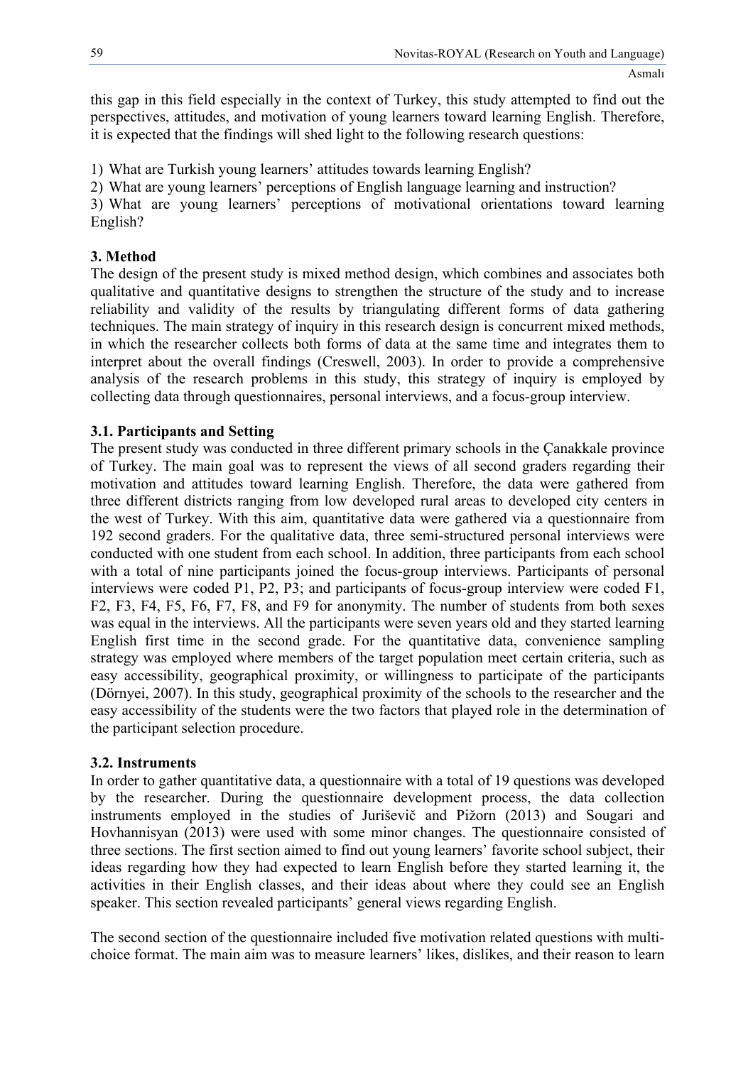this gap in this field especially in the context of Turkey, this study attempted to find out the perspectives, attitudes, and motivation of young learners toward learning English. Therefore, it is expected that the findings will shed light to the following research questions:

1) What are Turkish young learners' attitudes towards learning English?
2) What are young learners' perceptions of English language learning and instruction?
3) What are young learners' perceptions of motivational orientations toward learning English?

## 3. Method

The design of the present study is mixed method design, which combines and associates both qualitative and quantitative designs to strengthen the structure of the study and to increase reliability and validity of the results by triangulating different forms of data gathering techniques. The main strategy of inquiry in this research design is concurrent mixed methods, in which the researcher collects both forms of data at the same time and integrates them to interpret about the overall findings (Creswell, 2003). In order to provide a comprehensive analysis of the research problems in this study, this strategy of inquiry is employed by collecting data through questionnaires, personal interviews, and a focus-group interview.

### 3.1. Participants and Setting

The present study was conducted in three different primary schools in the Çanakkale province of Turkey. The main goal was to represent the views of all second graders regarding their motivation and attitudes toward learning English. Therefore, the data were gathered from three different districts ranging from low developed rural areas to developed city centers in the west of Turkey. With this aim, quantitative data were gathered via a questionnaire from 192 second graders. For the qualitative data, three semi-structured personal interviews were conducted with one student from each school. In addition, three participants from each school with a total of nine participants joined the focus-group interviews. Participants of personal interviews were coded P1, P2, P3; and participants of focus-group interview were coded F1, F2, F3, F4, F5, F6, F7, F8, and F9 for anonymity. The number of students from both sexes was equal in the interviews. All the participants were seven years old and they started learning English first time in the second grade. For the quantitative data, convenience sampling strategy was employed where members of the target population meet certain criteria, such as easy accessibility, geographical proximity, or willingness to participate of the participants (Dörnyei, 2007). In this study, geographical proximity of the schools to the researcher and the easy accessibility of the students were the two factors that played role in the determination of the participant selection procedure.

### 3.2. Instruments

In order to gather quantitative data, a questionnaire with a total of 19 questions was developed by the researcher. During the questionnaire development process, the data collection instruments employed in the studies of Juriševič and Pižorn (2013) and Sougari and Hovhannisyan (2013) were used with some minor changes. The questionnaire consisted of three sections. The first section aimed to find out young learners' favorite school subject, their ideas regarding how they had expected to learn English before they started learning it, the activities in their English classes, and their ideas about where they could see an English speaker. This section revealed participants' general views regarding English.

The second section of the questionnaire included five motivation related questions with multi-choice format. The main aim was to measure learners' likes, dislikes, and their reason to learn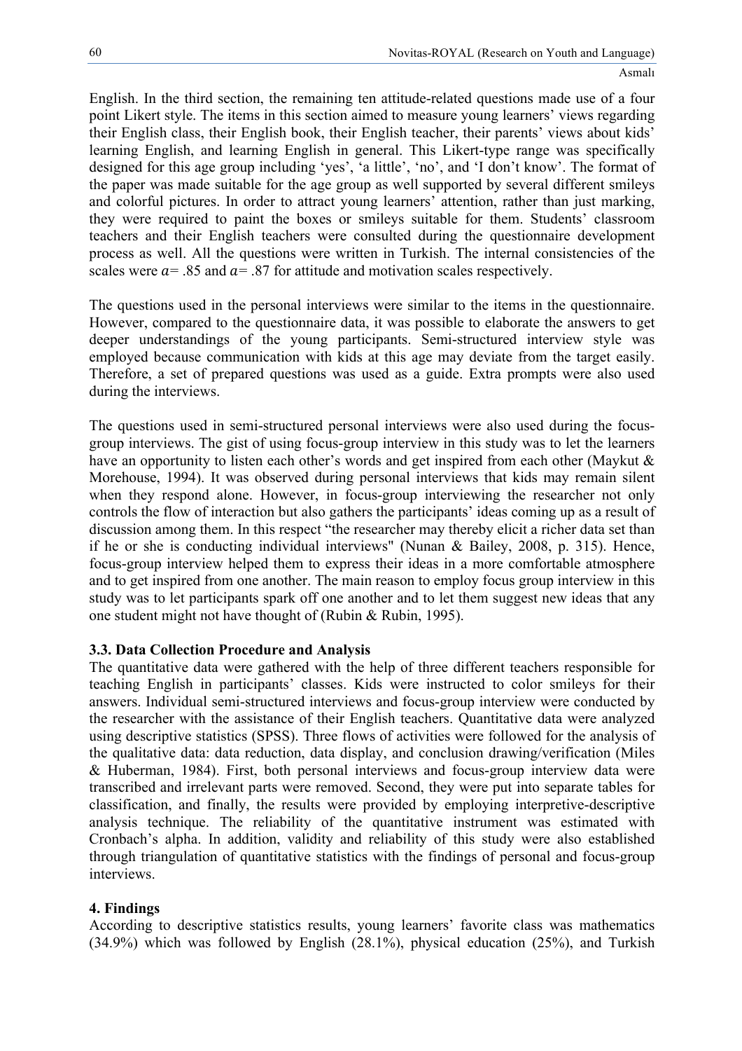English. In the third section, the remaining ten attitude-related questions made use of a four point Likert style. The items in this section aimed to measure young learners' views regarding their English class, their English book, their English teacher, their parents' views about kids' learning English, and learning English in general. This Likert-type range was specifically designed for this age group including 'yes', 'a little', 'no', and 'I don't know'. The format of the paper was made suitable for the age group as well supported by several different smileys and colorful pictures. In order to attract young learners' attention, rather than just marking, they were required to paint the boxes or smileys suitable for them. Students' classroom teachers and their English teachers were consulted during the questionnaire development process as well. All the questions were written in Turkish. The internal consistencies of the scales were $a$= .85 and $a$= .87 for attitude and motivation scales respectively.

The questions used in the personal interviews were similar to the items in the questionnaire. However, compared to the questionnaire data, it was possible to elaborate the answers to get deeper understandings of the young participants. Semi-structured interview style was employed because communication with kids at this age may deviate from the target easily. Therefore, a set of prepared questions was used as a guide. Extra prompts were also used during the interviews.

The questions used in semi-structured personal interviews were also used during the focus-group interviews. The gist of using focus-group interview in this study was to let the learners have an opportunity to listen each other's words and get inspired from each other (Maykut & Morehouse, 1994). It was observed during personal interviews that kids may remain silent when they respond alone. However, in focus-group interviewing the researcher not only controls the flow of interaction but also gathers the participants' ideas coming up as a result of discussion among them. In this respect "the researcher may thereby elicit a richer data set than if he or she is conducting individual interviews" (Nunan & Bailey, 2008, p. 315). Hence, focus-group interview helped them to express their ideas in a more comfortable atmosphere and to get inspired from one another. The main reason to employ focus group interview in this study was to let participants spark off one another and to let them suggest new ideas that any one student might not have thought of (Rubin & Rubin, 1995).

### 3.3. Data Collection Procedure and Analysis

The quantitative data were gathered with the help of three different teachers responsible for teaching English in participants' classes. Kids were instructed to color smileys for their answers. Individual semi-structured interviews and focus-group interview were conducted by the researcher with the assistance of their English teachers. Quantitative data were analyzed using descriptive statistics (SPSS). Three flows of activities were followed for the analysis of the qualitative data: data reduction, data display, and conclusion drawing/verification (Miles & Huberman, 1984). First, both personal interviews and focus-group interview data were transcribed and irrelevant parts were removed. Second, they were put into separate tables for classification, and finally, the results were provided by employing interpretive-descriptive analysis technique. The reliability of the quantitative instrument was estimated with Cronbach's alpha. In addition, validity and reliability of this study were also established through triangulation of quantitative statistics with the findings of personal and focus-group interviews.

## 4. Findings

According to descriptive statistics results, young learners' favorite class was mathematics (34.9%) which was followed by English (28.1%), physical education (25%), and Turkish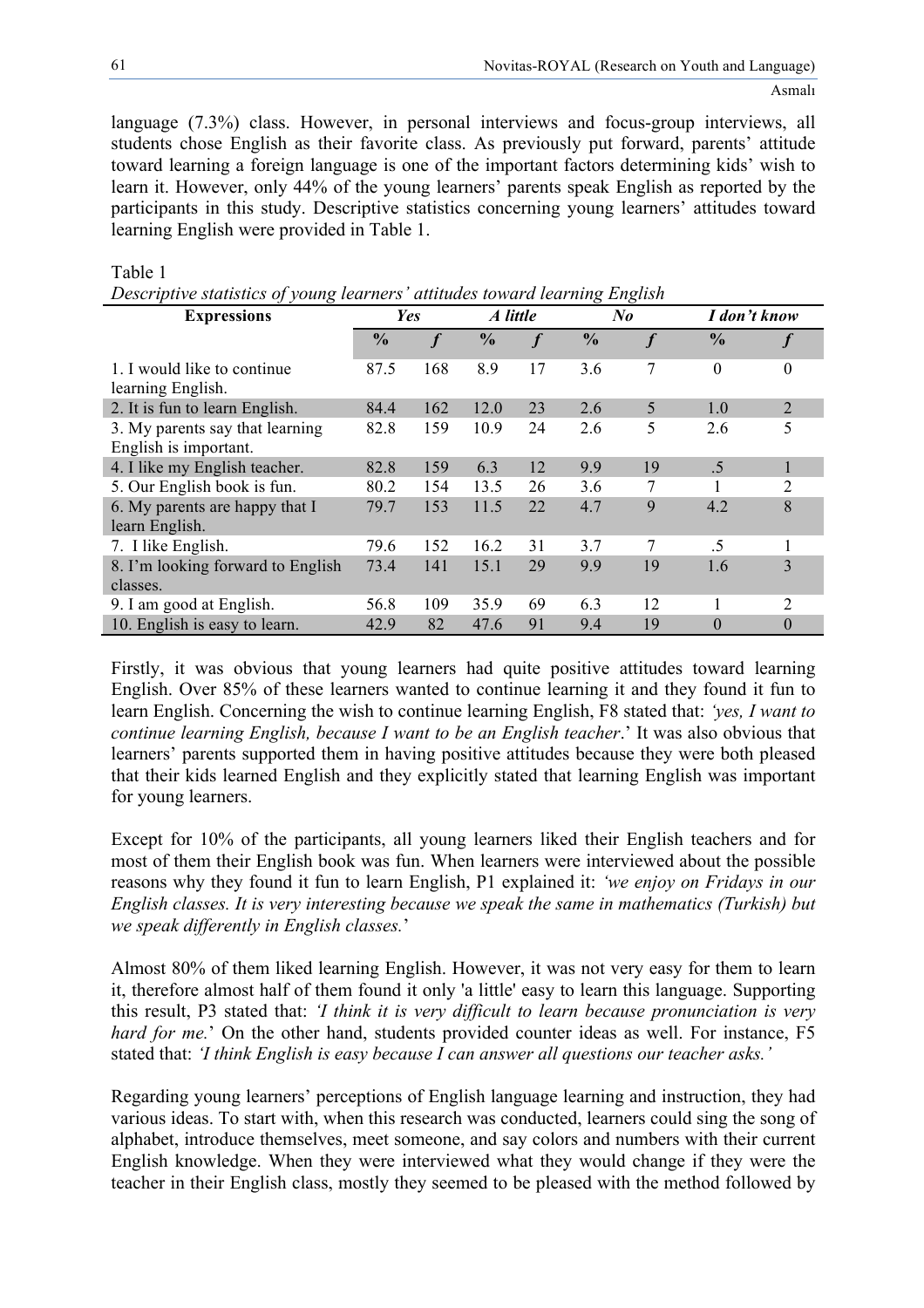language (7.3%) class. However, in personal interviews and focus-group interviews, all students chose English as their favorite class. As previously put forward, parents' attitude toward learning a foreign language is one of the important factors determining kids' wish to learn it. However, only 44% of the young learners' parents speak English as reported by the participants in this study. Descriptive statistics concerning young learners' attitudes toward learning English were provided in Table 1.

Table 1
*Descriptive statistics of young learners' attitudes toward learning English*

| Expressions | *Yes* | | *A little* | | *No* | | *I don't know* | |
|---|---|---|---|---|---|---|---|---|
| | **%** | ***f*** | **%** | ***f*** | **%** | ***f*** | **%** | ***f*** |
| 1. I would like to continue learning English. | 87.5 | 168 | 8.9 | 17 | 3.6 | 7 | 0 | 0 |
| 2. It is fun to learn English. | 84.4 | 162 | 12.0 | 23 | 2.6 | 5 | 1.0 | 2 |
| 3. My parents say that learning English is important. | 82.8 | 159 | 10.9 | 24 | 2.6 | 5 | 2.6 | 5 |
| 4. I like my English teacher. | 82.8 | 159 | 6.3 | 12 | 9.9 | 19 | .5 | 1 |
| 5. Our English book is fun. | 80.2 | 154 | 13.5 | 26 | 3.6 | 7 | 1 | 2 |
| 6. My parents are happy that I learn English. | 79.7 | 153 | 11.5 | 22 | 4.7 | 9 | 4.2 | 8 |
| 7. I like English. | 79.6 | 152 | 16.2 | 31 | 3.7 | 7 | .5 | 1 |
| 8. I'm looking forward to English classes. | 73.4 | 141 | 15.1 | 29 | 9.9 | 19 | 1.6 | 3 |
| 9. I am good at English. | 56.8 | 109 | 35.9 | 69 | 6.3 | 12 | 1 | 2 |
| 10. English is easy to learn. | 42.9 | 82 | 47.6 | 91 | 9.4 | 19 | 0 | 0 |

Firstly, it was obvious that young learners had quite positive attitudes toward learning English. Over 85% of these learners wanted to continue learning it and they found it fun to learn English. Concerning the wish to continue learning English, F8 stated that: *'yes, I want to continue learning English, because I want to be an English teacher*.' It was also obvious that learners' parents supported them in having positive attitudes because they were both pleased that their kids learned English and they explicitly stated that learning English was important for young learners.

Except for 10% of the participants, all young learners liked their English teachers and for most of them their English book was fun. When learners were interviewed about the possible reasons why they found it fun to learn English, P1 explained it: *'we enjoy on Fridays in our English classes. It is very interesting because we speak the same in mathematics (Turkish) but we speak differently in English classes.*'

Almost 80% of them liked learning English. However, it was not very easy for them to learn it, therefore almost half of them found it only 'a little' easy to learn this language. Supporting this result, P3 stated that: *'I think it is very difficult to learn because pronunciation is very hard for me.*' On the other hand, students provided counter ideas as well. For instance, F5 stated that: *'I think English is easy because I can answer all questions our teacher asks.'*

Regarding young learners' perceptions of English language learning and instruction, they had various ideas. To start with, when this research was conducted, learners could sing the song of alphabet, introduce themselves, meet someone, and say colors and numbers with their current English knowledge. When they were interviewed what they would change if they were the teacher in their English class, mostly they seemed to be pleased with the method followed by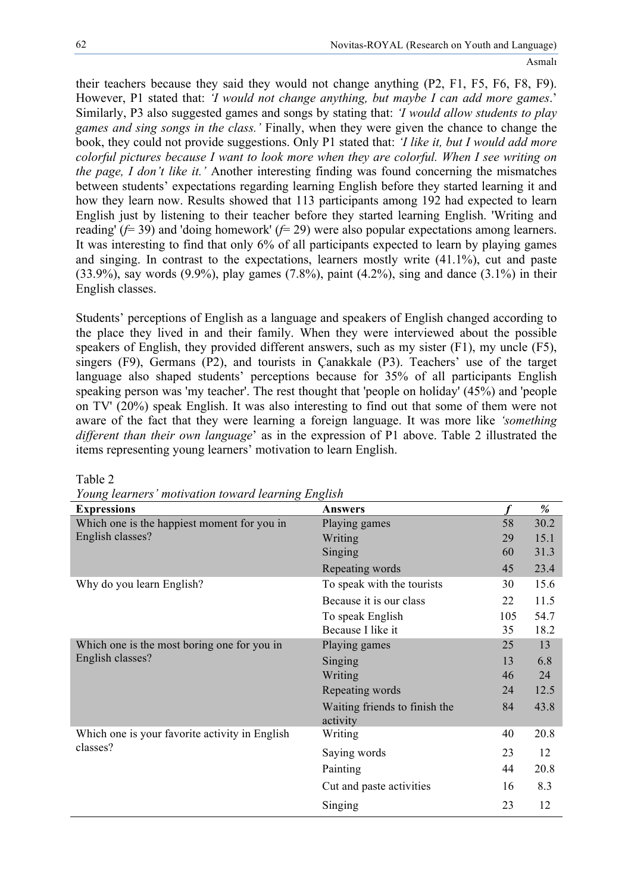their teachers because they said they would not change anything (P2, F1, F5, F6, F8, F9). However, P1 stated that: *'I would not change anything, but maybe I can add more games*.' Similarly, P3 also suggested games and songs by stating that: *'I would allow students to play games and sing songs in the class.'* Finally, when they were given the chance to change the book, they could not provide suggestions. Only P1 stated that: *'I like it, but I would add more colorful pictures because I want to look more when they are colorful. When I see writing on the page, I don't like it.'* Another interesting finding was found concerning the mismatches between students' expectations regarding learning English before they started learning it and how they learn now. Results showed that 113 participants among 192 had expected to learn English just by listening to their teacher before they started learning English. 'Writing and reading' (*f*= 39) and 'doing homework' (*f*= 29) were also popular expectations among learners. It was interesting to find that only 6% of all participants expected to learn by playing games and singing. In contrast to the expectations, learners mostly write (41.1%), cut and paste (33.9%), say words (9.9%), play games (7.8%), paint (4.2%), sing and dance (3.1%) in their English classes.

Students' perceptions of English as a language and speakers of English changed according to the place they lived in and their family. When they were interviewed about the possible speakers of English, they provided different answers, such as my sister (F1), my uncle (F5), singers (F9), Germans (P2), and tourists in Çanakkale (P3). Teachers' use of the target language also shaped students' perceptions because for 35% of all participants English speaking person was 'my teacher'. The rest thought that 'people on holiday' (45%) and 'people on TV' (20%) speak English. It was also interesting to find out that some of them were not aware of the fact that they were learning a foreign language. It was more like *'something different than their own language*' as in the expression of P1 above. Table 2 illustrated the items representing young learners' motivation to learn English.

Table 2
*Young learners' motivation toward learning English*

| Expressions | Answers | *f* | % |
|---|---|---|---|
| Which one is the happiest moment for you in English classes? | Playing games | 58 | 30.2 |
| | Writing | 29 | 15.1 |
| | Singing | 60 | 31.3 |
| | Repeating words | 45 | 23.4 |
| Why do you learn English? | To speak with the tourists | 30 | 15.6 |
| | Because it is our class | 22 | 11.5 |
| | To speak English | 105 | 54.7 |
| | Because I like it | 35 | 18.2 |
| Which one is the most boring one for you in English classes? | Playing games | 25 | 13 |
| | Singing | 13 | 6.8 |
| | Writing | 46 | 24 |
| | Repeating words | 24 | 12.5 |
| | Waiting friends to finish the activity | 84 | 43.8 |
| Which one is your favorite activity in English classes? | Writing | 40 | 20.8 |
| | Saying words | 23 | 12 |
| | Painting | 44 | 20.8 |
| | Cut and paste activities | 16 | 8.3 |
| | Singing | 23 | 12 |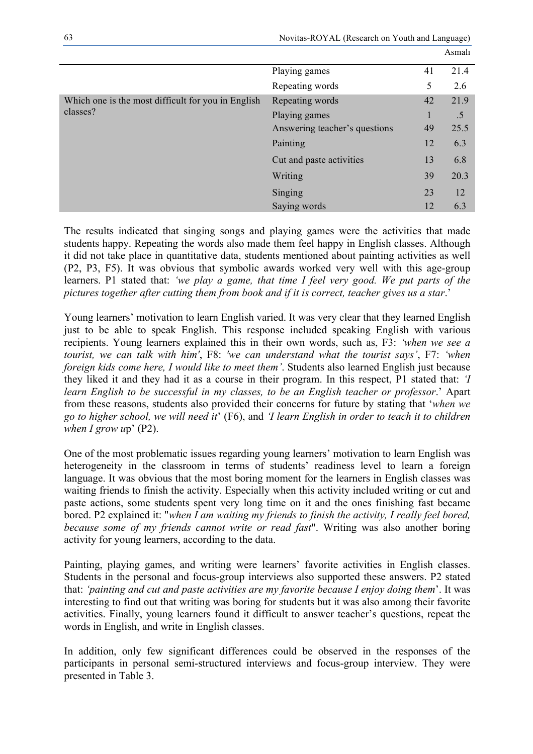| | | | |
|---|---|---|---|
| | Playing games | 41 | 21.4 |
| | Repeating words | 5 | 2.6 |
| Which one is the most difficult for you in English classes? | Repeating words | 42 | 21.9 |
| | Playing games | 1 | .5 |
| | Answering teacher's questions | 49 | 25.5 |
| | Painting | 12 | 6.3 |
| | Cut and paste activities | 13 | 6.8 |
| | Writing | 39 | 20.3 |
| | Singing | 23 | 12 |
| | Saying words | 12 | 6.3 |

The results indicated that singing songs and playing games were the activities that made students happy. Repeating the words also made them feel happy in English classes. Although it did not take place in quantitative data, students mentioned about painting activities as well (P2, P3, F5). It was obvious that symbolic awards worked very well with this age-group learners. P1 stated that: *'we play a game, that time I feel very good. We put parts of the pictures together after cutting them from book and if it is correct, teacher gives us a star*.'

Young learners' motivation to learn English varied. It was very clear that they learned English just to be able to speak English. This response included speaking English with various recipients. Young learners explained this in their own words, such as, F3: *'when we see a tourist, we can talk with him'*, F8: *'we can understand what the tourist says'*, F7: *'when foreign kids come here, I would like to meet them'*. Students also learned English just because they liked it and they had it as a course in their program. In this respect, P1 stated that: *'I learn English to be successful in my classes, to be an English teacher or professor*.' Apart from these reasons, students also provided their concerns for future by stating that '*when we go to higher school, we will need it*' (F6), and *'I learn English in order to teach it to children when I grow u*p' (P2).

One of the most problematic issues regarding young learners' motivation to learn English was heterogeneity in the classroom in terms of students' readiness level to learn a foreign language. It was obvious that the most boring moment for the learners in English classes was waiting friends to finish the activity. Especially when this activity included writing or cut and paste actions, some students spent very long time on it and the ones finishing fast became bored. P2 explained it: "*when I am waiting my friends to finish the activity, I really feel bored, because some of my friends cannot write or read fast*". Writing was also another boring activity for young learners, according to the data.

Painting, playing games, and writing were learners' favorite activities in English classes. Students in the personal and focus-group interviews also supported these answers. P2 stated that: *'painting and cut and paste activities are my favorite because I enjoy doing them*'. It was interesting to find out that writing was boring for students but it was also among their favorite activities. Finally, young learners found it difficult to answer teacher's questions, repeat the words in English, and write in English classes.

In addition, only few significant differences could be observed in the responses of the participants in personal semi-structured interviews and focus-group interview. They were presented in Table 3.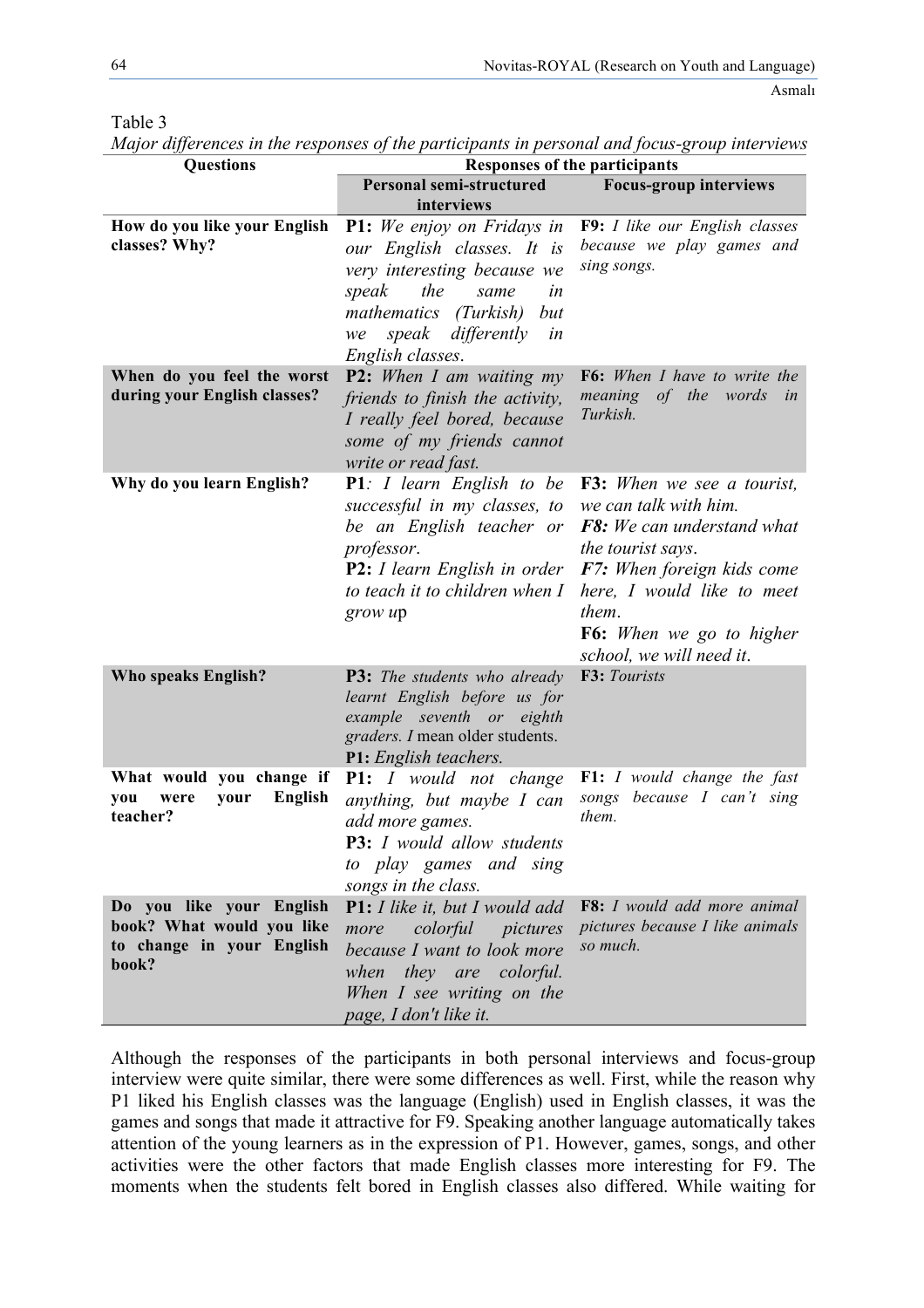Table 3

*Major differences in the responses of the participants in personal and focus-group interviews*

| Questions | Responses of the participants | |
|---|---|---|
| | **Personal semi-structured interviews** | **Focus-group interviews** |
| **How do you like your English classes? Why?** | **P1:** *We enjoy on Fridays in our English classes. It is very interesting because we speak the same in mathematics (Turkish) but we speak differently in English classes.* | **F9:** *I like our English classes because we play games and sing songs.* |
| **When do you feel the worst during your English classes?** | **P2:** *When I am waiting my friends to finish the activity, I really feel bored, because some of my friends cannot write or read fast.* | **F6:** *When I have to write the meaning of the words in Turkish.* |
| **Why do you learn English?** | **P1***: I learn English to be successful in my classes, to be an English teacher or professor.* **P2:** *I learn English in order to teach it to children when I grow up* | **F3:** *When we see a tourist, we can talk with him.* ***F8:*** *We can understand what the tourist says.* ***F7:*** *When foreign kids come here, I would like to meet them.* **F6:** *When we go to higher school, we will need it.* |
| **Who speaks English?** | **P3:** *The students who already learnt English before us for example seventh or eighth graders. I* mean older students. **P1:** *English teachers.* | **F3:** *Tourists* |
| **What would you change if you were your English teacher?** | **P1:** *I would not change anything, but maybe I can add more games.* **P3:** *I would allow students to play games and sing songs in the class.* | **F1:** *I would change the fast songs because I can't sing them.* |
| **Do you like your English book? What would you like to change in your English book?** | **P1:** *I like it, but I would add more colorful pictures because I want to look more when they are colorful. When I see writing on the page, I don't like it.* | **F8:** *I would add more animal pictures because I like animals so much.* |

Although the responses of the participants in both personal interviews and focus-group interview were quite similar, there were some differences as well. First, while the reason why P1 liked his English classes was the language (English) used in English classes, it was the games and songs that made it attractive for F9. Speaking another language automatically takes attention of the young learners as in the expression of P1. However, games, songs, and other activities were the other factors that made English classes more interesting for F9. The moments when the students felt bored in English classes also differed. While waiting for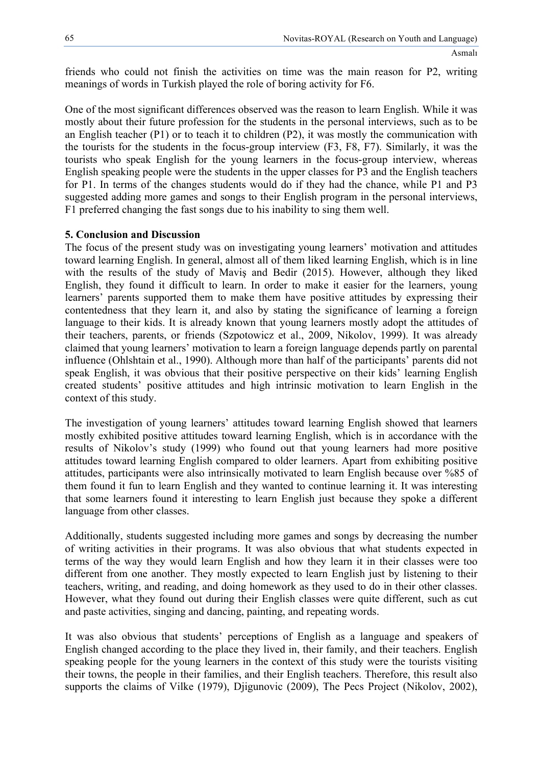friends who could not finish the activities on time was the main reason for P2, writing meanings of words in Turkish played the role of boring activity for F6.

One of the most significant differences observed was the reason to learn English. While it was mostly about their future profession for the students in the personal interviews, such as to be an English teacher (P1) or to teach it to children (P2), it was mostly the communication with the tourists for the students in the focus-group interview (F3, F8, F7). Similarly, it was the tourists who speak English for the young learners in the focus-group interview, whereas English speaking people were the students in the upper classes for P3 and the English teachers for P1. In terms of the changes students would do if they had the chance, while P1 and P3 suggested adding more games and songs to their English program in the personal interviews, F1 preferred changing the fast songs due to his inability to sing them well.

## 5. Conclusion and Discussion

The focus of the present study was on investigating young learners' motivation and attitudes toward learning English. In general, almost all of them liked learning English, which is in line with the results of the study of Maviş and Bedir (2015). However, although they liked English, they found it difficult to learn. In order to make it easier for the learners, young learners' parents supported them to make them have positive attitudes by expressing their contentedness that they learn it, and also by stating the significance of learning a foreign language to their kids. It is already known that young learners mostly adopt the attitudes of their teachers, parents, or friends (Szpotowicz et al., 2009, Nikolov, 1999). It was already claimed that young learners' motivation to learn a foreign language depends partly on parental influence (Ohlshtain et al., 1990). Although more than half of the participants' parents did not speak English, it was obvious that their positive perspective on their kids' learning English created students' positive attitudes and high intrinsic motivation to learn English in the context of this study.

The investigation of young learners' attitudes toward learning English showed that learners mostly exhibited positive attitudes toward learning English, which is in accordance with the results of Nikolov's study (1999) who found out that young learners had more positive attitudes toward learning English compared to older learners. Apart from exhibiting positive attitudes, participants were also intrinsically motivated to learn English because over %85 of them found it fun to learn English and they wanted to continue learning it. It was interesting that some learners found it interesting to learn English just because they spoke a different language from other classes.

Additionally, students suggested including more games and songs by decreasing the number of writing activities in their programs. It was also obvious that what students expected in terms of the way they would learn English and how they learn it in their classes were too different from one another. They mostly expected to learn English just by listening to their teachers, writing, and reading, and doing homework as they used to do in their other classes. However, what they found out during their English classes were quite different, such as cut and paste activities, singing and dancing, painting, and repeating words.

It was also obvious that students' perceptions of English as a language and speakers of English changed according to the place they lived in, their family, and their teachers. English speaking people for the young learners in the context of this study were the tourists visiting their towns, the people in their families, and their English teachers. Therefore, this result also supports the claims of Vilke (1979), Djigunovic (2009), The Pecs Project (Nikolov, 2002),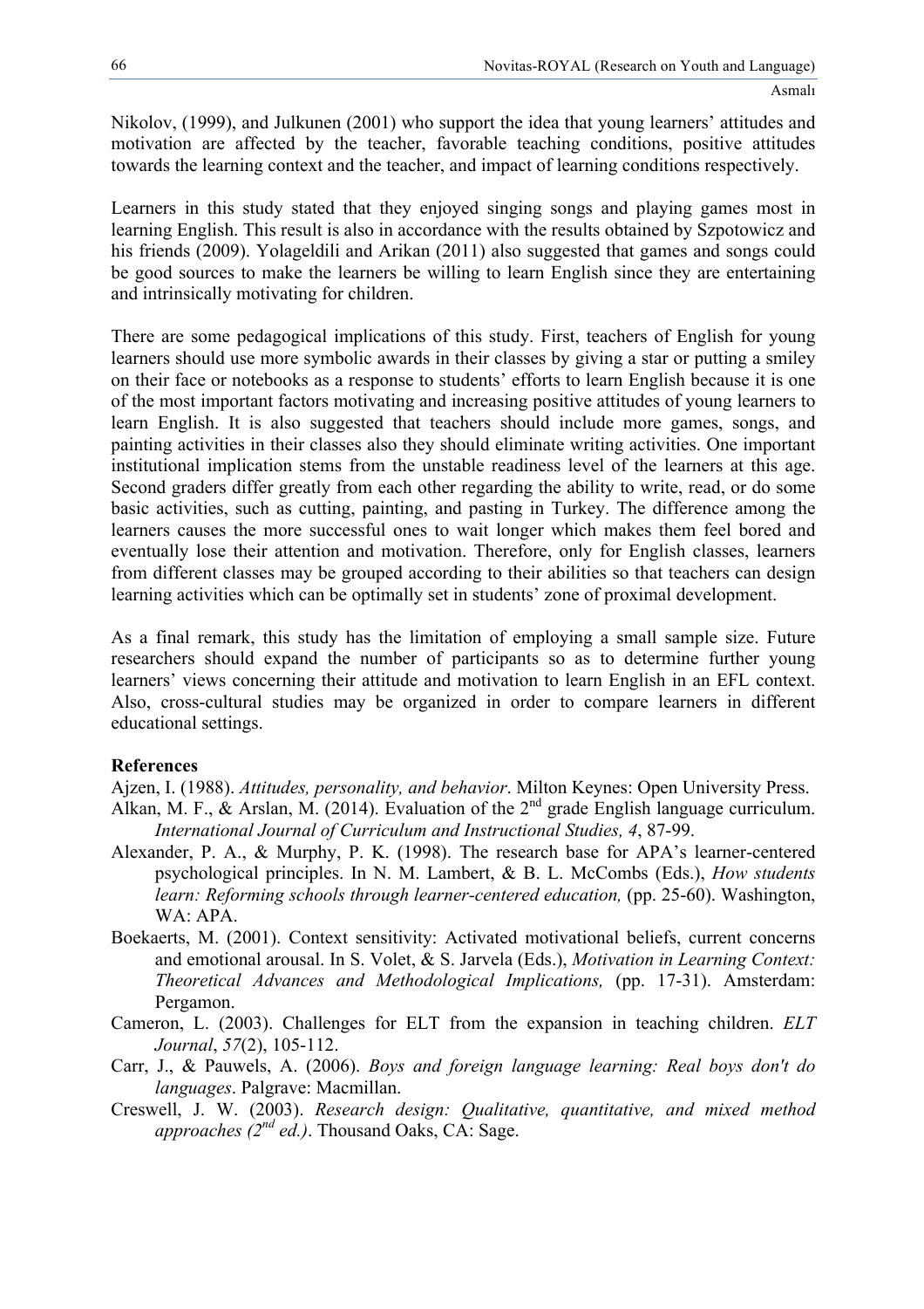Nikolov, (1999), and Julkunen (2001) who support the idea that young learners' attitudes and motivation are affected by the teacher, favorable teaching conditions, positive attitudes towards the learning context and the teacher, and impact of learning conditions respectively.

Learners in this study stated that they enjoyed singing songs and playing games most in learning English. This result is also in accordance with the results obtained by Szpotowicz and his friends (2009). Yolageldili and Arikan (2011) also suggested that games and songs could be good sources to make the learners be willing to learn English since they are entertaining and intrinsically motivating for children.

There are some pedagogical implications of this study. First, teachers of English for young learners should use more symbolic awards in their classes by giving a star or putting a smiley on their face or notebooks as a response to students' efforts to learn English because it is one of the most important factors motivating and increasing positive attitudes of young learners to learn English. It is also suggested that teachers should include more games, songs, and painting activities in their classes also they should eliminate writing activities. One important institutional implication stems from the unstable readiness level of the learners at this age. Second graders differ greatly from each other regarding the ability to write, read, or do some basic activities, such as cutting, painting, and pasting in Turkey. The difference among the learners causes the more successful ones to wait longer which makes them feel bored and eventually lose their attention and motivation. Therefore, only for English classes, learners from different classes may be grouped according to their abilities so that teachers can design learning activities which can be optimally set in students' zone of proximal development.

As a final remark, this study has the limitation of employing a small sample size. Future researchers should expand the number of participants so as to determine further young learners' views concerning their attitude and motivation to learn English in an EFL context. Also, cross-cultural studies may be organized in order to compare learners in different educational settings.

**References**

Ajzen, I. (1988). *Attitudes, personality, and behavior*. Milton Keynes: Open University Press.

Alkan, M. F., & Arslan, M. (2014). Evaluation of the 2nd grade English language curriculum. *International Journal of Curriculum and Instructional Studies, 4*, 87-99.

Alexander, P. A., & Murphy, P. K. (1998). The research base for APA's learner-centered psychological principles. In N. M. Lambert, & B. L. McCombs (Eds.), *How students learn: Reforming schools through learner-centered education,* (pp. 25-60). Washington, WA: APA.

Boekaerts, M. (2001). Context sensitivity: Activated motivational beliefs, current concerns and emotional arousal. In S. Volet, & S. Jarvela (Eds.), *Motivation in Learning Context: Theoretical Advances and Methodological Implications,* (pp. 17-31). Amsterdam: Pergamon.

Cameron, L. (2003). Challenges for ELT from the expansion in teaching children. *ELT Journal*, *57*(2), 105-112.

Carr, J., & Pauwels, A. (2006). *Boys and foreign language learning: Real boys don't do languages*. Palgrave: Macmillan.

Creswell, J. W. (2003). *Research design: Qualitative, quantitative, and mixed method approaches (2nd ed.)*. Thousand Oaks, CA: Sage.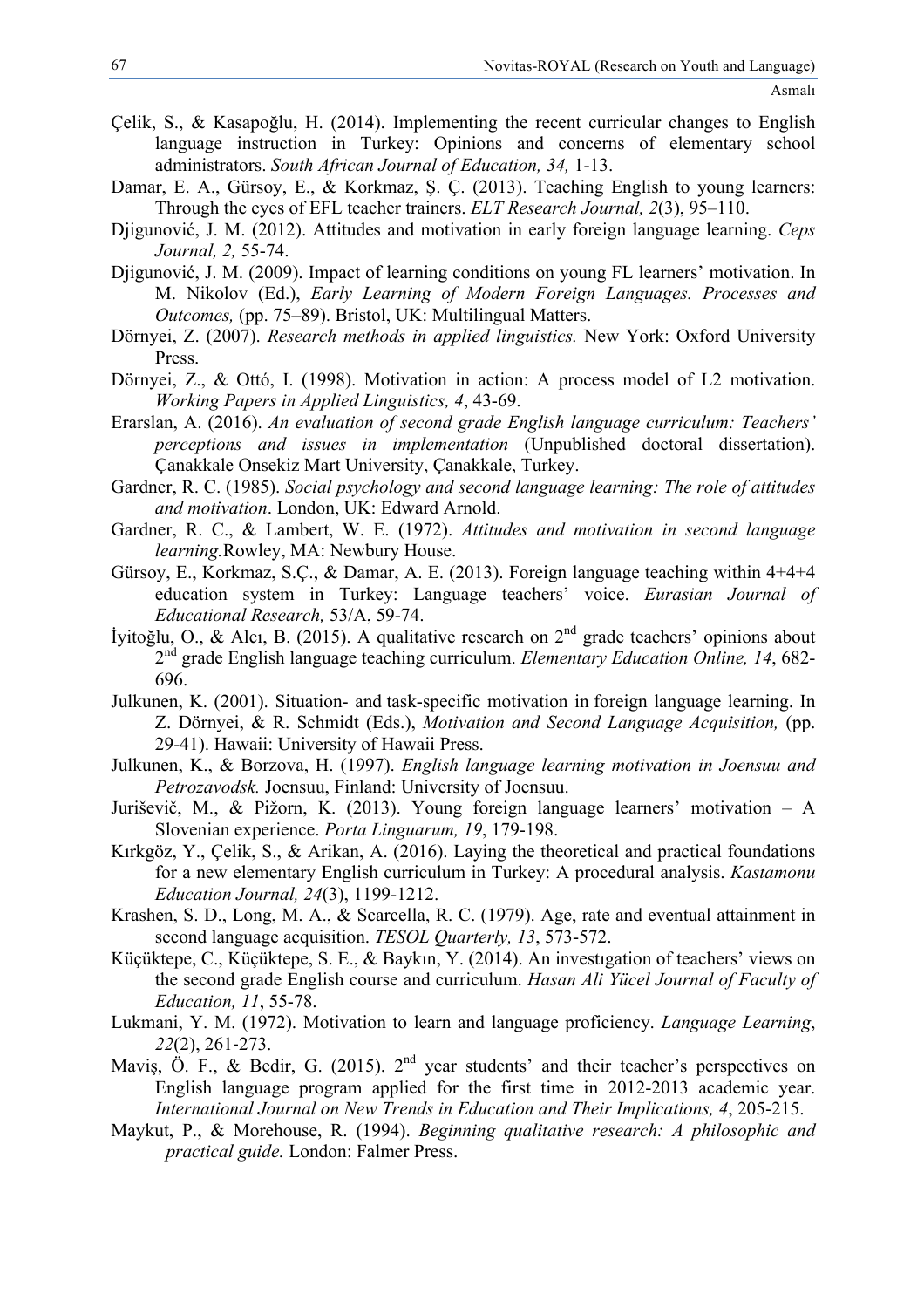Çelik, S., & Kasapoğlu, H. (2014). Implementing the recent curricular changes to English language instruction in Turkey: Opinions and concerns of elementary school administrators. *South African Journal of Education, 34,* 1-13.

Damar, E. A., Gürsoy, E., & Korkmaz, Ş. Ç. (2013). Teaching English to young learners: Through the eyes of EFL teacher trainers. *ELT Research Journal, 2*(3), 95–110.

Djigunović, J. M. (2012). Attitudes and motivation in early foreign language learning. *Ceps Journal, 2,* 55-74.

Djigunović, J. M. (2009). Impact of learning conditions on young FL learners' motivation. In M. Nikolov (Ed.), *Early Learning of Modern Foreign Languages. Processes and Outcomes,* (pp. 75–89). Bristol, UK: Multilingual Matters.

Dörnyei, Z. (2007). *Research methods in applied linguistics.* New York: Oxford University Press.

Dörnyei, Z., & Ottó, I. (1998). Motivation in action: A process model of L2 motivation. *Working Papers in Applied Linguistics, 4*, 43-69.

Erarslan, A. (2016). *An evaluation of second grade English language curriculum: Teachers' perceptions and issues in implementation* (Unpublished doctoral dissertation). Çanakkale Onsekiz Mart University, Çanakkale, Turkey.

Gardner, R. C. (1985). *Social psychology and second language learning: The role of attitudes and motivation*. London, UK: Edward Arnold.

Gardner, R. C., & Lambert, W. E. (1972). *Attitudes and motivation in second language learning.*Rowley, MA: Newbury House.

Gürsoy, E., Korkmaz, S.Ç., & Damar, A. E. (2013). Foreign language teaching within 4+4+4 education system in Turkey: Language teachers' voice. *Eurasian Journal of Educational Research,* 53/A, 59-74.

İyitoğlu, O., & Alcı, B. (2015). A qualitative research on 2nd grade teachers' opinions about 2nd grade English language teaching curriculum. *Elementary Education Online, 14*, 682-696.

Julkunen, K. (2001). Situation- and task-specific motivation in foreign language learning. In Z. Dörnyei, & R. Schmidt (Eds.), *Motivation and Second Language Acquisition,* (pp. 29-41). Hawaii: University of Hawaii Press.

Julkunen, K., & Borzova, H. (1997). *English language learning motivation in Joensuu and Petrozavodsk.* Joensuu, Finland: University of Joensuu.

Juriševič, M., & Pižorn, K. (2013). Young foreign language learners' motivation – A Slovenian experience. *Porta Linguarum, 19*, 179-198.

Kırkgöz, Y., Çelik, S., & Arikan, A. (2016). Laying the theoretical and practical foundations for a new elementary English curriculum in Turkey: A procedural analysis. *Kastamonu Education Journal, 24*(3), 1199-1212.

Krashen, S. D., Long, M. A., & Scarcella, R. C. (1979). Age, rate and eventual attainment in second language acquisition. *TESOL Quarterly, 13*, 573-572.

Küçüktepe, C., Küçüktepe, S. E., & Baykın, Y. (2014). An investıgation of teachers' views on the second grade English course and curriculum. *Hasan Ali Yücel Journal of Faculty of Education, 11*, 55-78.

Lukmani, Y. M. (1972). Motivation to learn and language proficiency. *Language Learning*, *22*(2), 261-273.

Maviş, Ö. F., & Bedir, G. (2015). 2nd year students' and their teacher's perspectives on English language program applied for the first time in 2012-2013 academic year. *International Journal on New Trends in Education and Their Implications, 4*, 205-215.

Maykut, P., & Morehouse, R. (1994). *Beginning qualitative research: A philosophic and practical guide.* London: Falmer Press.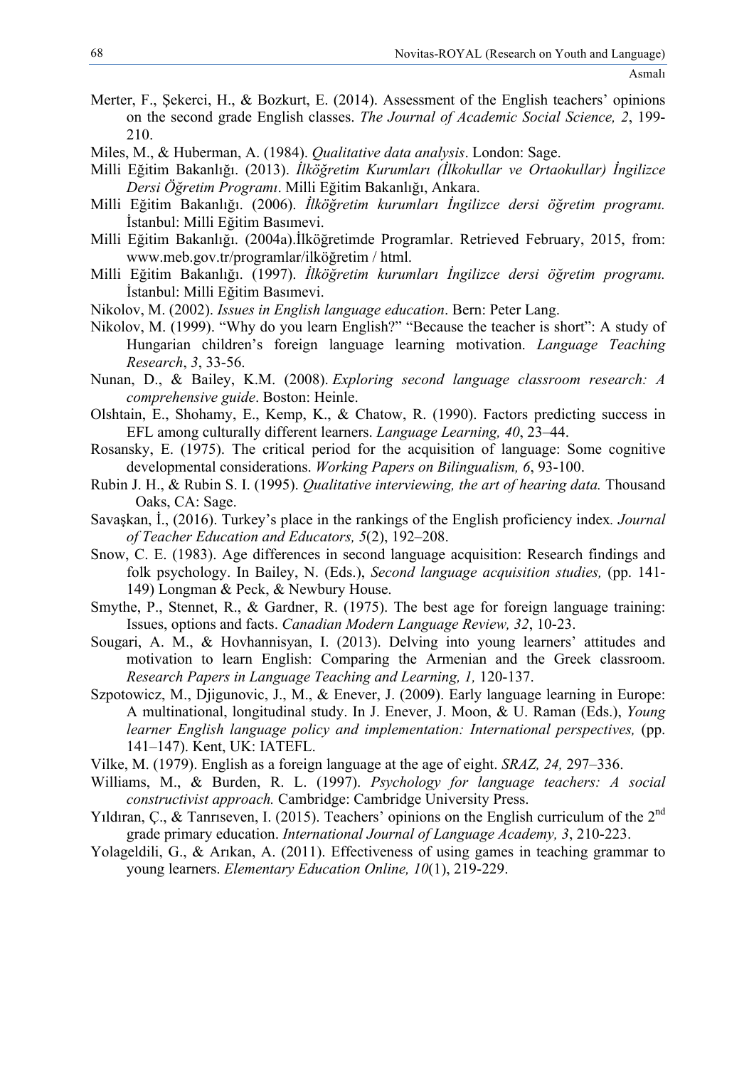Merter, F., Şekerci, H., & Bozkurt, E. (2014). Assessment of the English teachers' opinions on the second grade English classes. *The Journal of Academic Social Science, 2*, 199-210.

Miles, M., & Huberman, A. (1984). *Qualitative data analysis*. London: Sage.

Milli Eğitim Bakanlığı. (2013). *İlköğretim Kurumları (İlkokullar ve Ortaokullar) İngilizce Dersi Öğretim Programı*. Milli Eğitim Bakanlığı, Ankara.

Milli Eğitim Bakanlığı. (2006). *İlköğretim kurumları İngilizce dersi öğretim programı.* İstanbul: Milli Eğitim Basımevi.

Milli Eğitim Bakanlığı. (2004a).İlköğretimde Programlar. Retrieved February, 2015, from: www.meb.gov.tr/programlar/ilköğretim / html.

Milli Eğitim Bakanlığı. (1997). *İlköğretim kurumları İngilizce dersi öğretim programı.* İstanbul: Milli Eğitim Basımevi.

Nikolov, M. (2002). *Issues in English language education*. Bern: Peter Lang.

Nikolov, M. (1999). "Why do you learn English?" "Because the teacher is short": A study of Hungarian children's foreign language learning motivation. *Language Teaching Research*, *3*, 33-56.

Nunan, D., & Bailey, K.M. (2008). *Exploring second language classroom research: A comprehensive guide*. Boston: Heinle.

Olshtain, E., Shohamy, E., Kemp, K., & Chatow, R. (1990). Factors predicting success in EFL among culturally different learners. *Language Learning, 40*, 23–44.

Rosansky, E. (1975). The critical period for the acquisition of language: Some cognitive developmental considerations. *Working Papers on Bilingualism, 6*, 93-100.

Rubin J. H., & Rubin S. I. (1995). *Qualitative interviewing, the art of hearing data.* Thousand Oaks, CA: Sage.

Savaşkan, İ., (2016). Turkey's place in the rankings of the English proficiency index*. Journal of Teacher Education and Educators, 5*(2), 192–208.

Snow, C. E. (1983). Age differences in second language acquisition: Research findings and folk psychology. In Bailey, N. (Eds.), *Second language acquisition studies,* (pp. 141-149) Longman & Peck, & Newbury House.

Smythe, P., Stennet, R., & Gardner, R. (1975). The best age for foreign language training: Issues, options and facts. *Canadian Modern Language Review, 32*, 10-23.

Sougari, A. M., & Hovhannisyan, I. (2013). Delving into young learners' attitudes and motivation to learn English: Comparing the Armenian and the Greek classroom. *Research Papers in Language Teaching and Learning, 1,* 120-137.

Szpotowicz, M., Djigunovic, J., M., & Enever, J. (2009). Early language learning in Europe: A multinational, longitudinal study. In J. Enever, J. Moon, & U. Raman (Eds.), *Young learner English language policy and implementation: International perspectives,* (pp. 141–147). Kent, UK: IATEFL.

Vilke, M. (1979). English as a foreign language at the age of eight. *SRAZ, 24,* 297–336.

Williams, M., & Burden, R. L. (1997). *Psychology for language teachers: A social constructivist approach.* Cambridge: Cambridge University Press.

Yıldıran, Ç., & Tanrıseven, I. (2015). Teachers' opinions on the English curriculum of the 2nd grade primary education. *International Journal of Language Academy, 3*, 210-223.

Yolageldili, G., & Arıkan, A. (2011). Effectiveness of using games in teaching grammar to young learners. *Elementary Education Online, 10*(1), 219-229.